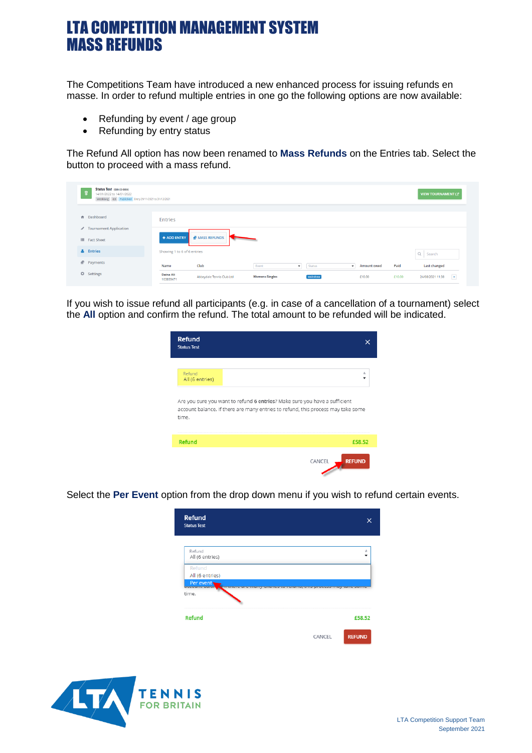# LTA COMPETITION MANAGEMENT SYSTEM MASS REFUNDS

The Competitions Team have introduced a new enhanced process for issuing refunds en masse. In order to refund multiple entries in one go the following options are now available:

- Refunding by event / age group
- Refunding by entry status

The Refund All option has now been renamed to **Mass Refunds** on the Entries tab. Select the button to proceed with a mass refund.

If you wish to issue refund all participants (e.g. in case of a cancellation of a tournament) select the **All** option and confirm the refund. The total amount to be refunded will be indicated.

Select the **Per Event** option from the drop down menu if you wish to refund certain events.

LTA Competition Support Team
September 2021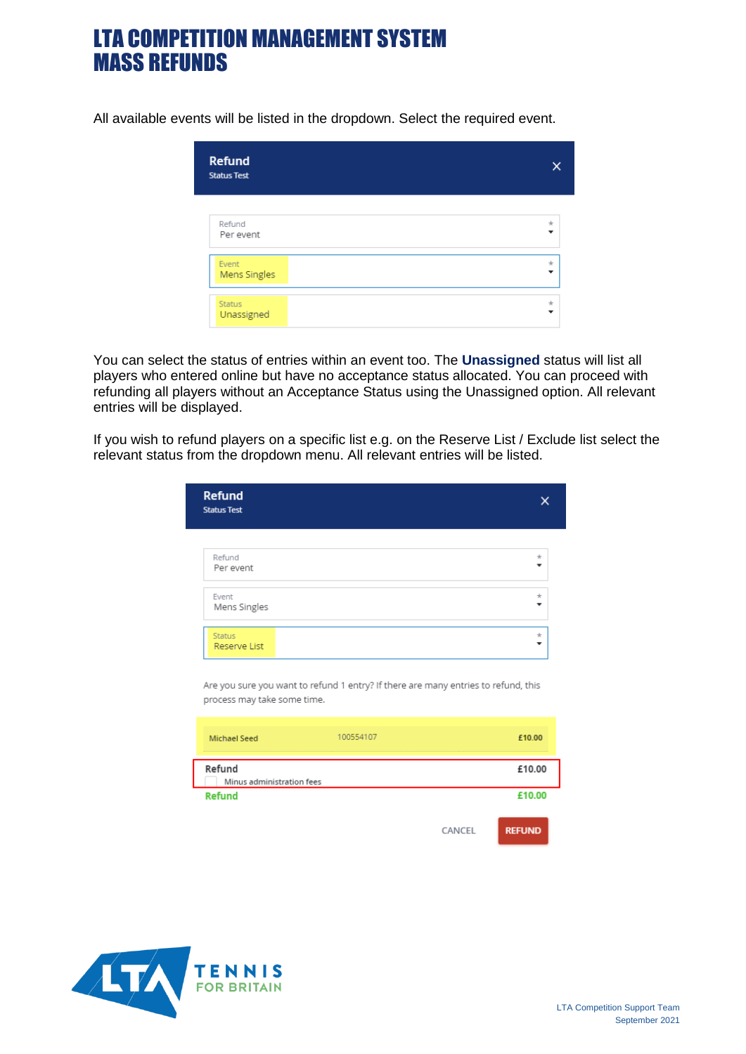# LTA COMPETITION MANAGEMENT SYSTEM MASS REFUNDS

All available events will be listed in the dropdown. Select the required event.

Refund
Status Test

Refund
Per event

Event
Mens Singles

Status
Unassigned

You can select the status of entries within an event too. The **Unassigned** status will list all players who entered online but have no acceptance status allocated. You can proceed with refunding all players without an Acceptance Status using the Unassigned option. All relevant entries will be displayed.

If you wish to refund players on a specific list e.g. on the Reserve List / Exclude list select the relevant status from the dropdown menu. All relevant entries will be listed.

Refund
Status Test

Refund
Per event

Event
Mens Singles

Status
Reserve List

Are you sure you want to refund 1 entry? If there are many entries to refund, this process may take some time.

| Michael Seed | 100554107 | £10.00 |
|---|---|---|

Refund — £10.00
Minus administration fees

Refund — £10.00

CANCEL REFUND

LTA Competition Support Team
September 2021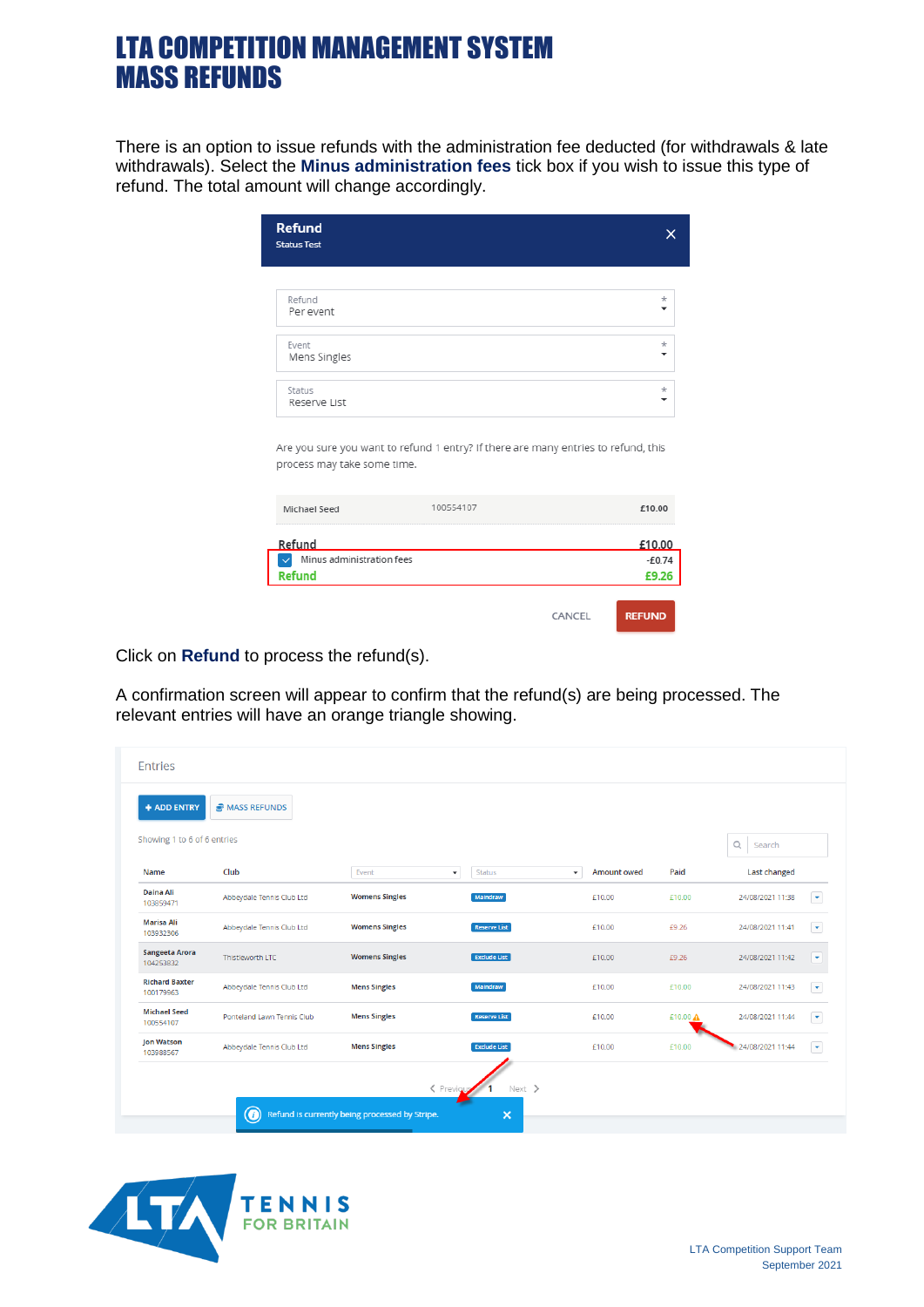# LTA COMPETITION MANAGEMENT SYSTEM
# MASS REFUNDS

There is an option to issue refunds with the administration fee deducted (for withdrawals & late withdrawals). Select the **Minus administration fees** tick box if you wish to issue this type of refund. The total amount will change accordingly.

**Refund**
Status Test

Refund: Per event
Event: Mens Singles
Status: Reserve List

Are you sure you want to refund 1 entry? If there are many entries to refund, this process may take some time.

| Michael Seed | 100554107 | £10.00 |
|---|---|---|

| | |
|---|---|
| **Refund** | **£10.00** |
| Minus administration fees | -£0.74 |
| **Refund** | **£9.26** |

CANCEL | REFUND

Click on **Refund** to process the refund(s).

A confirmation screen will appear to confirm that the refund(s) are being processed. The relevant entries will have an orange triangle showing.

Entries

ADD ENTRY | MASS REFUNDS

Showing 1 to 6 of 6 entries

| Name | Club | Event | Status | Amount owed | Paid | Last changed |
|---|---|---|---|---|---|---|
| Daina Ali 103859471 | Abbeydale Tennis Club Ltd | Womens Singles | Maindraw | £10.00 | £10.00 | 24/08/2021 11:38 |
| Marisa Ali 103932306 | Abbeydale Tennis Club Ltd | Womens Singles | Reserve List | £10.00 | £9.26 | 24/08/2021 11:41 |
| Sangeeta Arora 104253832 | Thistleworth LTC | Womens Singles | Exclude List | £10.00 | £9.26 | 24/08/2021 11:42 |
| Richard Baxter 100179963 | Abbeydale Tennis Club Ltd | Mens Singles | Maindraw | £10.00 | £10.00 | 24/08/2021 11:43 |
| Michael Seed 100554107 | Ponteland Lawn Tennis Club | Mens Singles | Reserve List | £10.00 | £10.00 | 24/08/2021 11:44 |
| Jon Watson 103988567 | Abbeydale Tennis Club Ltd | Mens Singles | Exclude List | £10.00 | £10.00 | 24/08/2021 11:44 |

Refund is currently being processed by Stripe.

LTA Competition Support Team
September 2021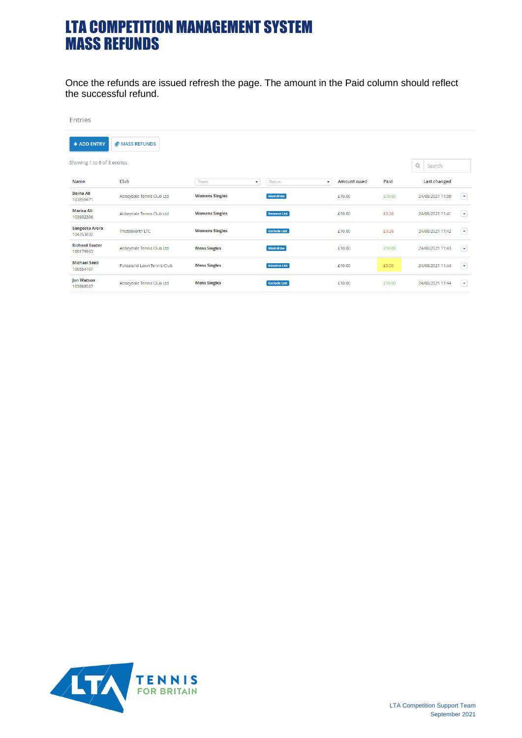# LTA COMPETITION MANAGEMENT SYSTEM
# MASS REFUNDS

Once the refunds are issued refresh the page. The amount in the Paid column should reflect the successful refund.

Entries

+ ADD ENTRY   MASS REFUNDS

Showing 1 to 6 of 6 entries

Search

| Name | Club | Event | Status | Amount owed | Paid | Last changed |
|---|---|---|---|---|---|---|
| Daina Ali<br>103859471 | Abbeydale Tennis Club Ltd | Womens Singles | Maindraw | £10.00 | £10.00 | 24/08/2021 11:38 |
| Marisa Ali<br>103932306 | Abbeydale Tennis Club Ltd | Womens Singles | Reserve List | £10.00 | £9.26 | 24/08/2021 11:41 |
| Sangeeta Arora<br>104253832 | Thistleworth LTC | Womens Singles | Exclude List | £10.00 | £9.26 | 24/08/2021 11:42 |
| Richard Baxter<br>100179963 | Abbeydale Tennis Club Ltd | Mens Singles | Maindraw | £10.00 | £10.00 | 24/08/2021 11:43 |
| Michael Seed<br>100554107 | Ponteland Lawn Tennis Club | Mens Singles | Reserve List | £10.00 | £0.00 | 24/08/2021 11:44 |
| Jon Watson<br>103988567 | Abbeydale Tennis Club Ltd | Mens Singles | Exclude List | £10.00 | £10.00 | 24/08/2021 11:44 |

LTA Competition Support Team
September 2021